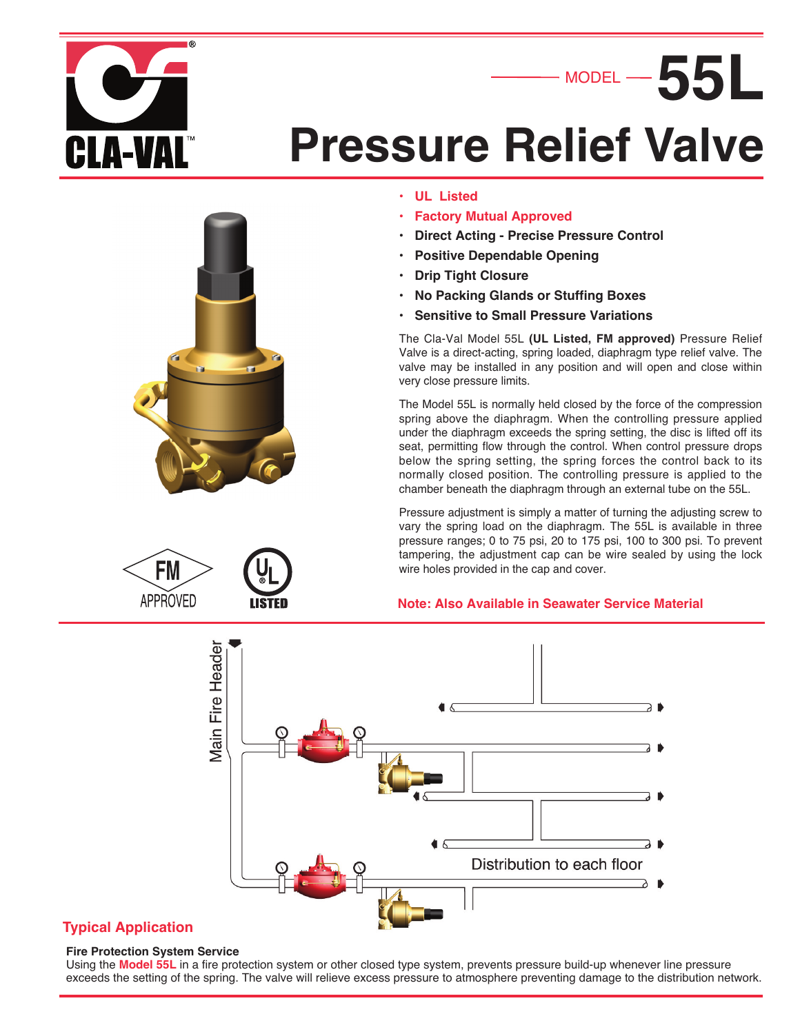# MODEL 55L

# Pressure Relief Valve

- **UL Listed**
- **Factory Mutual Approved**
- **Direct Acting - Precise Pressure Control**
- **Positive Dependable Opening**
- **Drip Tight Closure**
- **No Packing Glands or Stuffing Boxes**
- **Sensitive to Small Pressure Variations**

The Cla-Val Model 55L **(UL Listed, FM approved)** Pressure Relief Valve is a direct-acting, spring loaded, diaphragm type relief valve. The valve may be installed in any position and will open and close within very close pressure limits.

The Model 55L is normally held closed by the force of the compression spring above the diaphragm. When the controlling pressure applied under the diaphragm exceeds the spring setting, the disc is lifted off its seat, permitting flow through the control. When control pressure drops below the spring setting, the spring forces the control back to its normally closed position. The controlling pressure is applied to the chamber beneath the diaphragm through an external tube on the 55L.

Pressure adjustment is simply a matter of turning the adjusting screw to vary the spring load on the diaphragm. The 55L is available in three pressure ranges; 0 to 75 psi, 20 to 175 psi, 100 to 300 psi. To prevent tampering, the adjustment cap can be wire sealed by using the lock wire holes provided in the cap and cover.

**Note: Also Available in Seawater Service Material**

Main Fire Header

Distribution to each floor

## Typical Application

**Fire Protection System Service**

Using the **Model 55L** in a fire protection system or other closed type system, prevents pressure build-up whenever line pressure exceeds the setting of the spring. The valve will relieve excess pressure to atmosphere preventing damage to the distribution network.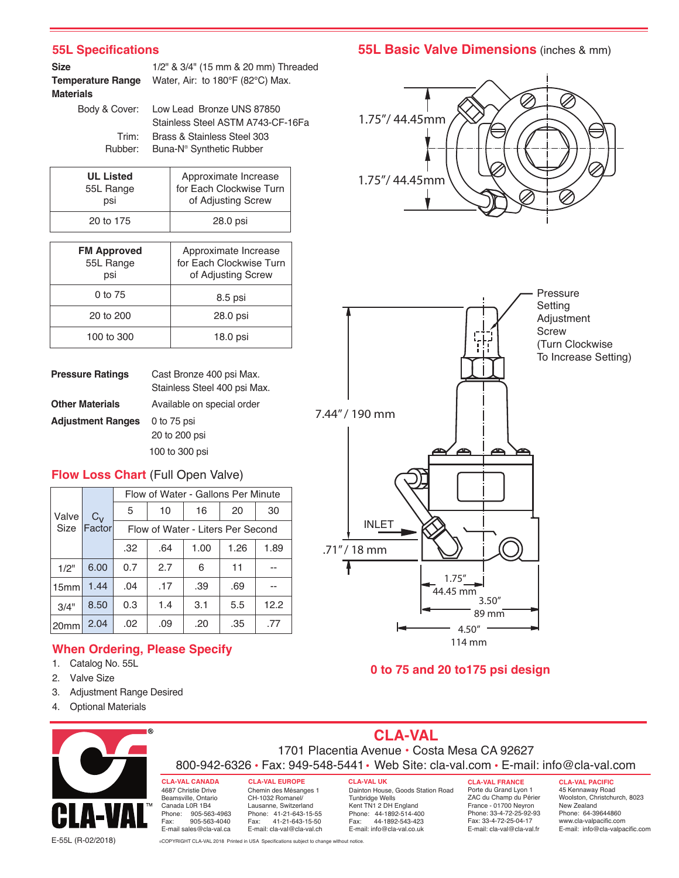## 55L Specifications

**Size** 1/2" & 3/4" (15 mm & 20 mm) Threaded

**Temperature Range** Water, Air: to 180°F (82°C) Max.

**Materials**

Body & Cover: Low Lead Bronze UNS 87850
Stainless Steel ASTM A743-CF-16Fa

Trim: Brass & Stainless Steel 303

Rubber: Buna-N® Synthetic Rubber

| **UL Listed** 55L Range psi | Approximate Increase for Each Clockwise Turn of Adjusting Screw |
|---|---|
| 20 to 175 | 28.0 psi |

| **FM Approved** 55L Range psi | Approximate Increase for Each Clockwise Turn of Adjusting Screw |
|---|---|
| 0 to 75 | 8.5 psi |
| 20 to 200 | 28.0 psi |
| 100 to 300 | 18.0 psi |

**Pressure Ratings** Cast Bronze 400 psi Max.
Stainless Steel 400 psi Max.

**Other Materials** Available on special order

**Adjustment Ranges** 0 to 75 psi
20 to 200 psi
100 to 300 psi

## Flow Loss Chart (Full Open Valve)

| Valve Size | $C_V$ Factor | Flow of Water - Gallons Per Minute | | | | |
|---|---|---|---|---|---|---|
| | | 5 | 10 | 16 | 20 | 30 |
| | | Flow of Water - Liters Per Second | | | | |
| | | .32 | .64 | 1.00 | 1.26 | 1.89 |
| 1/2" | 6.00 | 0.7 | 2.7 | 6 | 11 | -- |
| 15mm | 1.44 | .04 | .17 | .39 | .69 | -- |
| 3/4" | 8.50 | 0.3 | 1.4 | 3.1 | 5.5 | 12.2 |
| 20mm | 2.04 | .02 | .09 | .20 | .35 | .77 |

## When Ordering, Please Specify

1. Catalog No. 55L
2. Valve Size
3. Adjustment Range Desired
4. Optional Materials

## 55L Basic Valve Dimensions (inches & mm)

1.75"/ 44.45mm

1.75"/ 44.45mm

Pressure Setting Adjustment Screw (Turn Clockwise To Increase Setting)

7.44" / 190 mm

INLET

.71" / 18 mm

1.75" 44.45 mm

3.50" 89 mm

4.50" 114 mm

**0 to 75 and 20 to175 psi design**

## CLA-VAL

1701 Placentia Avenue • Costa Mesa CA 92627
800-942-6326 • Fax: 949-548-5441 • Web Site: cla-val.com • E-mail: info@cla-val.com

**CLA-VAL CANADA**
4687 Christie Drive
Beamsville, Ontario
Canada L0R 1B4
Phone: 905-563-4963
Fax: 905-563-4040
E-mail sales@cla-val.ca

**CLA-VAL EUROPE**
Chemin des Mésanges 1
CH-1032 Romanel/
Lausanne, Switzerland
Phone: 41-21-643-15-55
Fax: 41-21-643-15-50
E-mail: cla-val@cla-val.ch

**CLA-VAL UK**
Dainton House, Goods Station Road
Tunbridge Wells
Kent TN1 2 DH England
Phone: 44-1892-514-400
Fax: 44-1892-543-423
E-mail: info@cla-val.co.uk

**CLA-VAL FRANCE**
Porte du Grand Lyon 1
ZAC du Champ du Périer
France - 01700 Neyron
Phone: 33-4-72-25-92-93
Fax: 33-4-72-25-04-17
E-mail: cla-val@cla-val.fr

**CLA-VAL PACIFIC**
45 Kennaway Road
Woolston, Christchurch, 8023
New Zealand
Phone: 64-39644860
www.cla-valpacific.com
E-mail: info@cla-valpacific.com

E-55L (R-02/2018)

©COPYRIGHT CLA-VAL 2018 Printed in USA Specifications subject to change without notice.